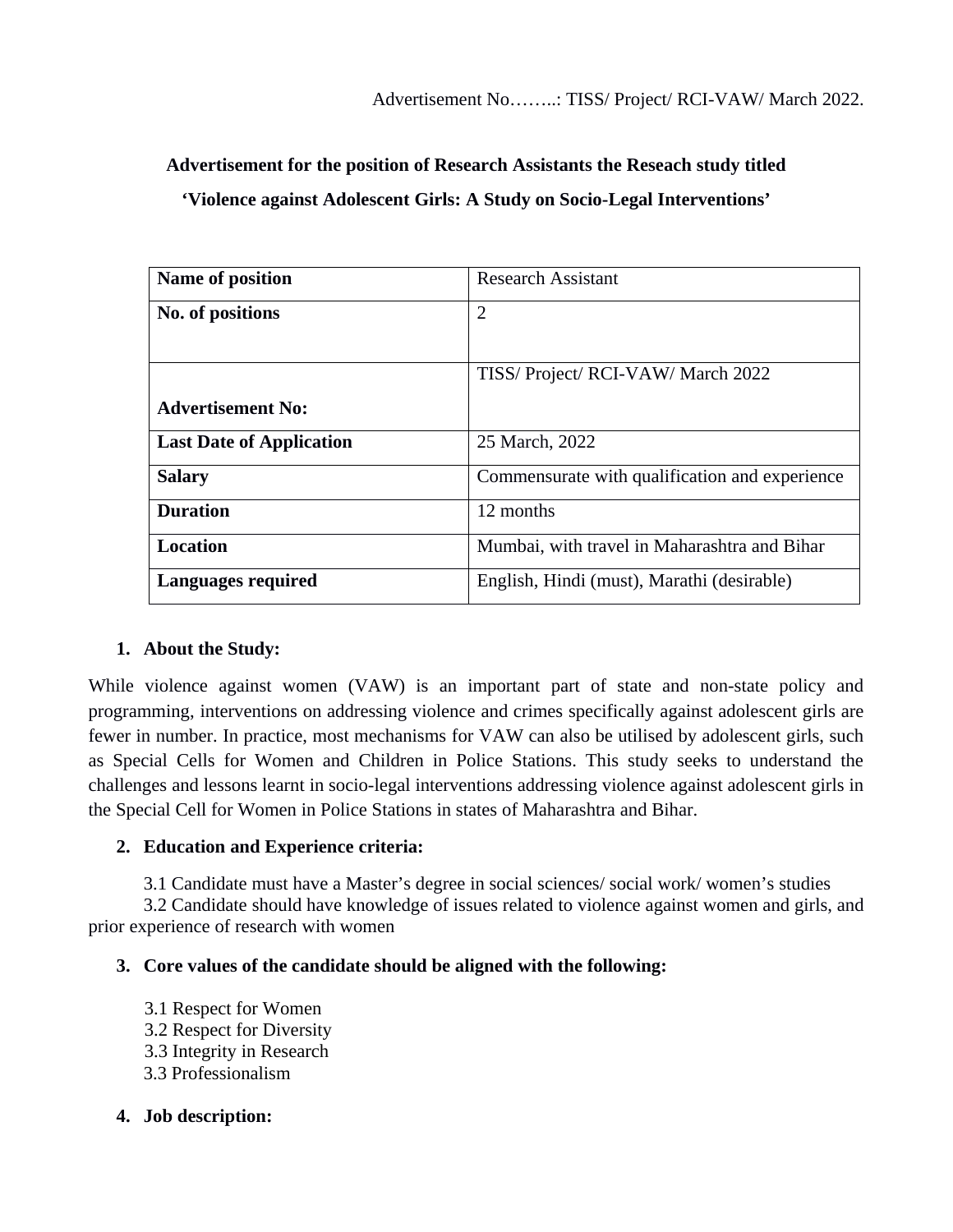Advertisement No……..: TISS/ Project/ RCI-VAW/ March 2022.

**Advertisement for the position of Research Assistants the Reseach study titled**

**'Violence against Adolescent Girls: A Study on Socio-Legal Interventions'**

| **Name of position** | Research Assistant |
|---|---|
| **No. of positions** | 2 |
| **Advertisement No:** | TISS/ Project/ RCI-VAW/ March 2022 |
| **Last Date of Application** | 25 March, 2022 |
| **Salary** | Commensurate with qualification and experience |
| **Duration** | 12 months |
| **Location** | Mumbai, with travel in Maharashtra and Bihar |
| **Languages required** | English, Hindi (must), Marathi (desirable) |

1. **About the Study:**

While violence against women (VAW) is an important part of state and non-state policy and programming, interventions on addressing violence and crimes specifically against adolescent girls are fewer in number. In practice, most mechanisms for VAW can also be utilised by adolescent girls, such as Special Cells for Women and Children in Police Stations. This study seeks to understand the challenges and lessons learnt in socio-legal interventions addressing violence against adolescent girls in the Special Cell for Women in Police Stations in states of Maharashtra and Bihar.

2. **Education and Experience criteria:**

3.1 Candidate must have a Master's degree in social sciences/ social work/ women's studies

3.2 Candidate should have knowledge of issues related to violence against women and girls, and prior experience of research with women

3. **Core values of the candidate should be aligned with the following:**

3.1 Respect for Women
3.2 Respect for Diversity
3.3 Integrity in Research
3.3 Professionalism

4. **Job description:**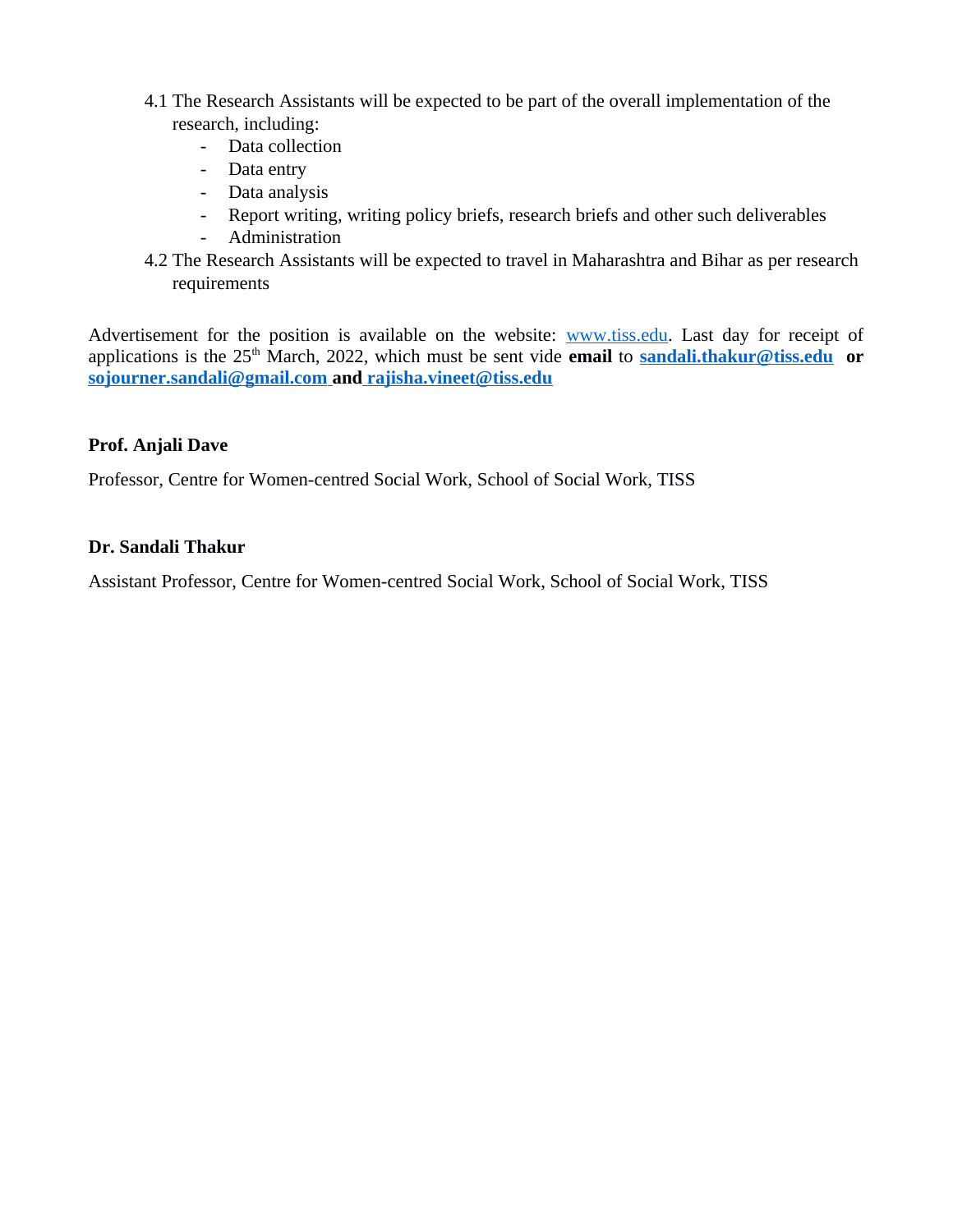4.1 The Research Assistants will be expected to be part of the overall implementation of the research, including:
   - Data collection
   - Data entry
   - Data analysis
   - Report writing, writing policy briefs, research briefs and other such deliverables
   - Administration

4.2 The Research Assistants will be expected to travel in Maharashtra and Bihar as per research requirements

Advertisement for the position is available on the website: www.tiss.edu. Last day for receipt of applications is the 25th March, 2022, which must be sent vide **email** to **sandali.thakur@tiss.edu** **or** **sojourner.sandali@gmail.com** **and** **rajisha.vineet@tiss.edu**

**Prof. Anjali Dave**

Professor, Centre for Women-centred Social Work, School of Social Work, TISS

**Dr. Sandali Thakur**

Assistant Professor, Centre for Women-centred Social Work, School of Social Work, TISS